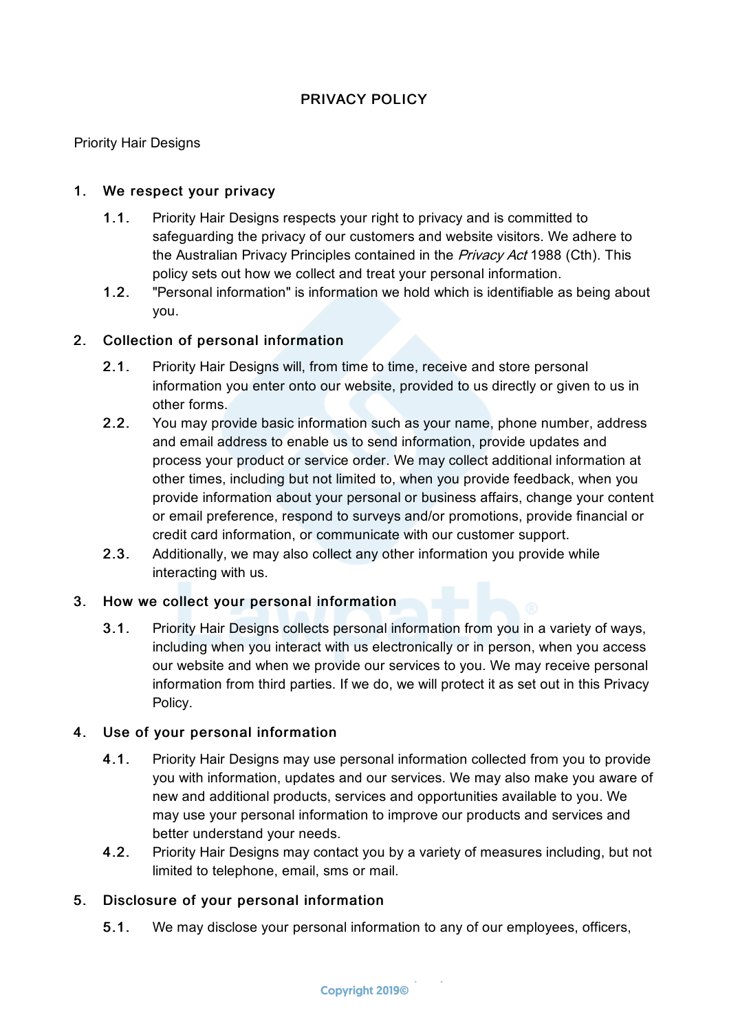# PRIVACY POLICY

Priority Hair Designs

## 1. We respect your privacy

1.1. Priority Hair Designs respects your right to privacy and is committed to safeguarding the privacy of our customers and website visitors. We adhere to the Australian Privacy Principles contained in the *Privacy Act* 1988 (Cth). This policy sets out how we collect and treat your personal information.

1.2. "Personal information" is information we hold which is identifiable as being about you.

## 2. Collection of personal information

2.1. Priority Hair Designs will, from time to time, receive and store personal information you enter onto our website, provided to us directly or given to us in other forms.

2.2. You may provide basic information such as your name, phone number, address and email address to enable us to send information, provide updates and process your product or service order. We may collect additional information at other times, including but not limited to, when you provide feedback, when you provide information about your personal or business affairs, change your content or email preference, respond to surveys and/or promotions, provide financial or credit card information, or communicate with our customer support.

2.3. Additionally, we may also collect any other information you provide while interacting with us.

## 3. How we collect your personal information

3.1. Priority Hair Designs collects personal information from you in a variety of ways, including when you interact with us electronically or in person, when you access our website and when we provide our services to you. We may receive personal information from third parties. If we do, we will protect it as set out in this Privacy Policy.

## 4. Use of your personal information

4.1. Priority Hair Designs may use personal information collected from you to provide you with information, updates and our services. We may also make you aware of new and additional products, services and opportunities available to you. We may use your personal information to improve our products and services and better understand your needs.

4.2. Priority Hair Designs may contact you by a variety of measures including, but not limited to telephone, email, sms or mail.

## 5. Disclosure of your personal information

5.1. We may disclose your personal information to any of our employees, officers,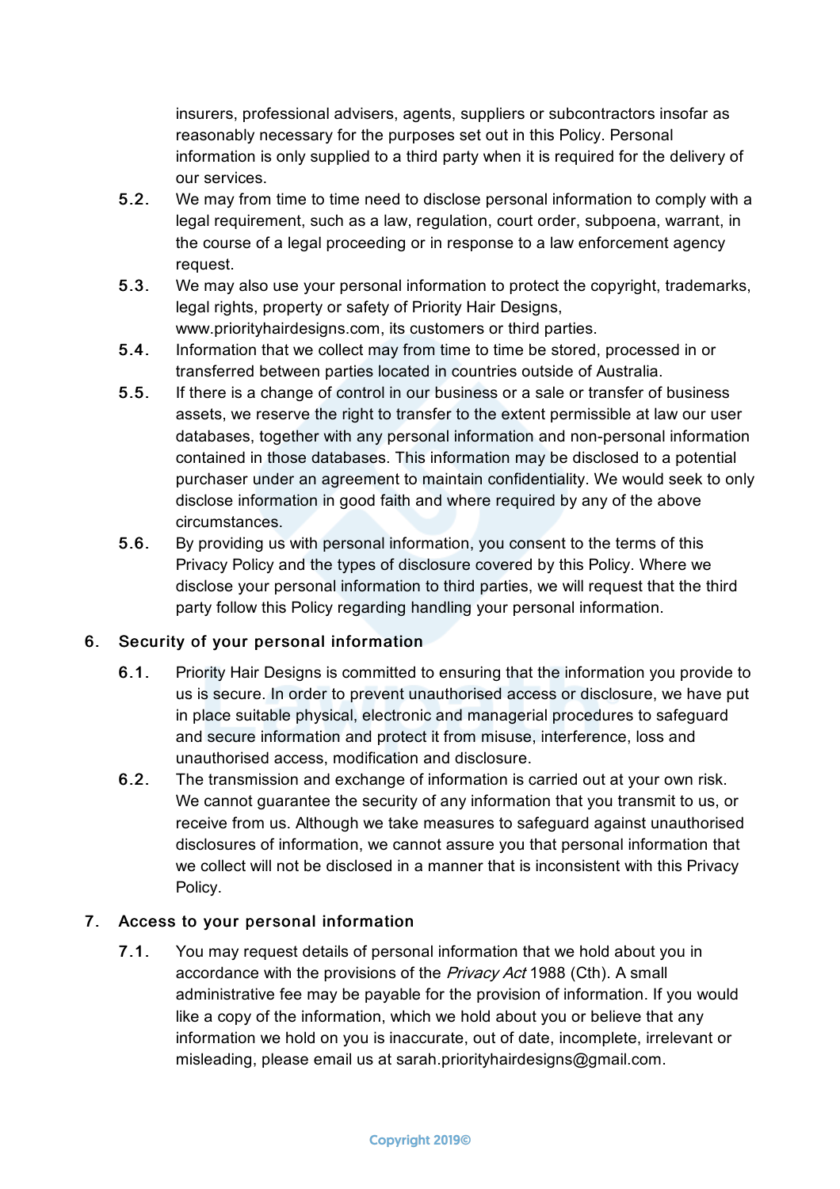insurers, professional advisers, agents, suppliers or subcontractors insofar as reasonably necessary for the purposes set out in this Policy. Personal information is only supplied to a third party when it is required for the delivery of our services.

5.2. We may from time to time need to disclose personal information to comply with a legal requirement, such as a law, regulation, court order, subpoena, warrant, in the course of a legal proceeding or in response to a law enforcement agency request.

5.3. We may also use your personal information to protect the copyright, trademarks, legal rights, property or safety of Priority Hair Designs, www.priorityhairdesigns.com, its customers or third parties.

5.4. Information that we collect may from time to time be stored, processed in or transferred between parties located in countries outside of Australia.

5.5. If there is a change of control in our business or a sale or transfer of business assets, we reserve the right to transfer to the extent permissible at law our user databases, together with any personal information and non-personal information contained in those databases. This information may be disclosed to a potential purchaser under an agreement to maintain confidentiality. We would seek to only disclose information in good faith and where required by any of the above circumstances.

5.6. By providing us with personal information, you consent to the terms of this Privacy Policy and the types of disclosure covered by this Policy. Where we disclose your personal information to third parties, we will request that the third party follow this Policy regarding handling your personal information.

## 6. Security of your personal information

6.1. Priority Hair Designs is committed to ensuring that the information you provide to us is secure. In order to prevent unauthorised access or disclosure, we have put in place suitable physical, electronic and managerial procedures to safeguard and secure information and protect it from misuse, interference, loss and unauthorised access, modification and disclosure.

6.2. The transmission and exchange of information is carried out at your own risk. We cannot guarantee the security of any information that you transmit to us, or receive from us. Although we take measures to safeguard against unauthorised disclosures of information, we cannot assure you that personal information that we collect will not be disclosed in a manner that is inconsistent with this Privacy Policy.

## 7. Access to your personal information

7.1. You may request details of personal information that we hold about you in accordance with the provisions of the *Privacy Act* 1988 (Cth). A small administrative fee may be payable for the provision of information. If you would like a copy of the information, which we hold about you or believe that any information we hold on you is inaccurate, out of date, incomplete, irrelevant or misleading, please email us at sarah.priorityhairdesigns@gmail.com.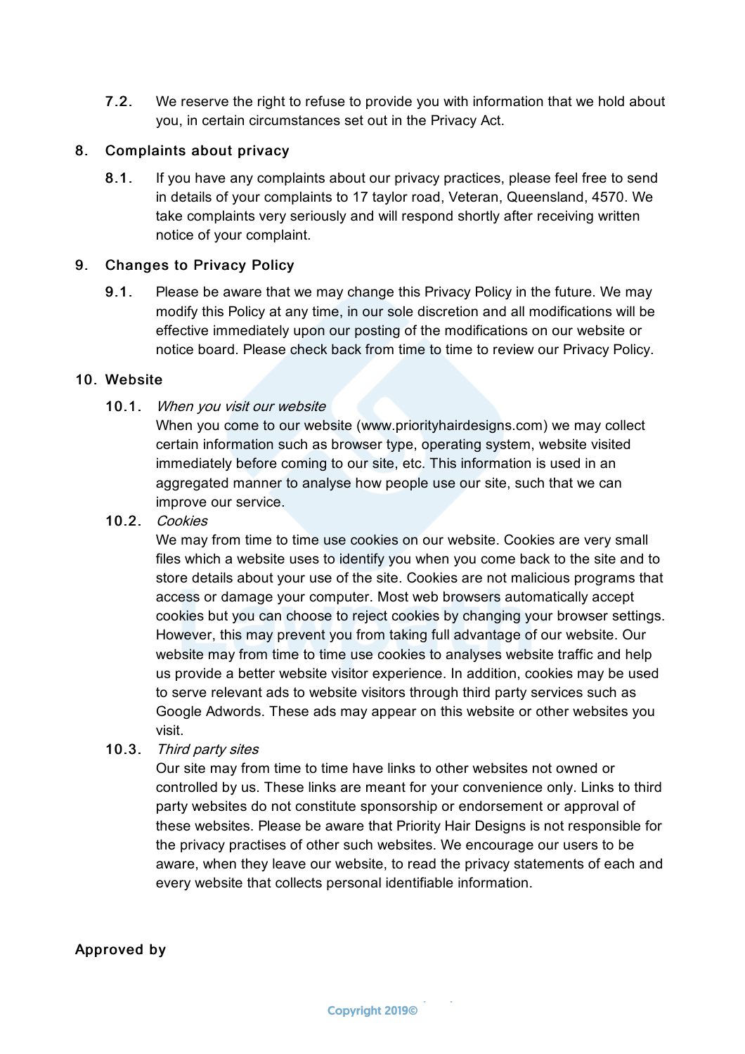7.2. We reserve the right to refuse to provide you with information that we hold about you, in certain circumstances set out in the Privacy Act.

## 8. Complaints about privacy

8.1. If you have any complaints about our privacy practices, please feel free to send in details of your complaints to 17 taylor road, Veteran, Queensland, 4570. We take complaints very seriously and will respond shortly after receiving written notice of your complaint.

## 9. Changes to Privacy Policy

9.1. Please be aware that we may change this Privacy Policy in the future. We may modify this Policy at any time, in our sole discretion and all modifications will be effective immediately upon our posting of the modifications on our website or notice board. Please check back from time to time to review our Privacy Policy.

## 10. Website

10.1. *When you visit our website*
When you come to our website (www.priorityhairdesigns.com) we may collect certain information such as browser type, operating system, website visited immediately before coming to our site, etc. This information is used in an aggregated manner to analyse how people use our site, such that we can improve our service.

10.2. *Cookies*
We may from time to time use cookies on our website. Cookies are very small files which a website uses to identify you when you come back to the site and to store details about your use of the site. Cookies are not malicious programs that access or damage your computer. Most web browsers automatically accept cookies but you can choose to reject cookies by changing your browser settings. However, this may prevent you from taking full advantage of our website. Our website may from time to time use cookies to analyses website traffic and help us provide a better website visitor experience. In addition, cookies may be used to serve relevant ads to website visitors through third party services such as Google Adwords. These ads may appear on this website or other websites you visit.

10.3. *Third party sites*
Our site may from time to time have links to other websites not owned or controlled by us. These links are meant for your convenience only. Links to third party websites do not constitute sponsorship or endorsement or approval of these websites. Please be aware that Priority Hair Designs is not responsible for the privacy practises of other such websites. We encourage our users to be aware, when they leave our website, to read the privacy statements of each and every website that collects personal identifiable information.

**Approved by**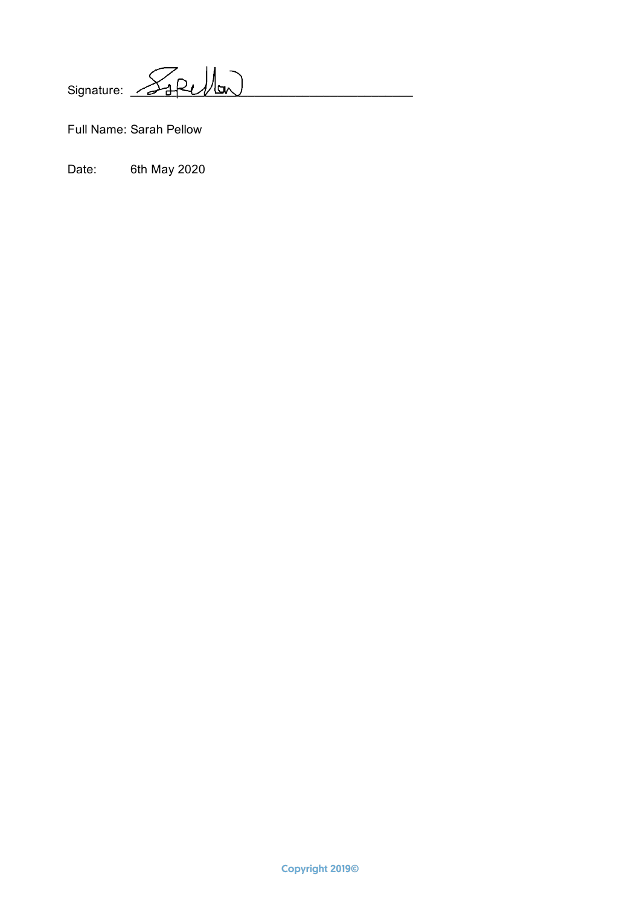Signature: ________________________________________

Full Name: Sarah Pellow

Date: 6th May 2020

Copyright 2019©